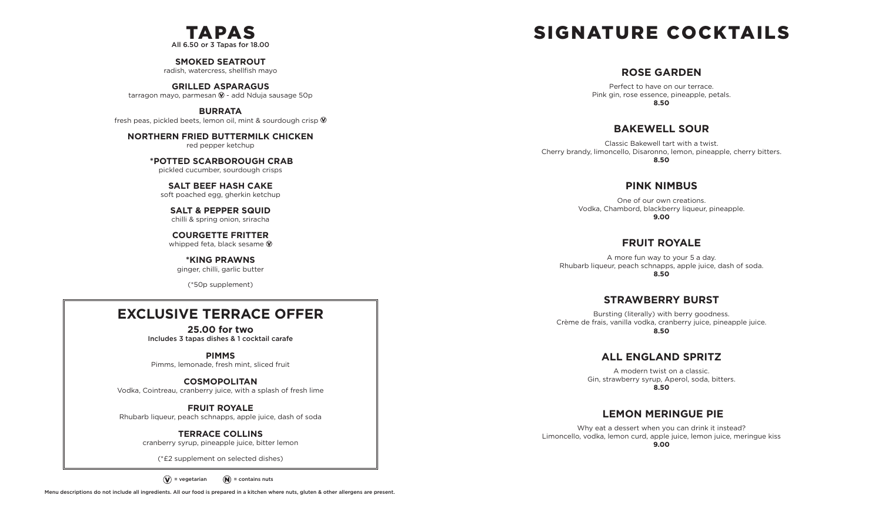# TAPAS

All 6.50 or 3 Tapas for 18.00

**SMOKED SEATROUT**
radish, watercress, shellfish mayo

**GRILLED ASPARAGUS**
tarragon mayo, parmesan Ⓥ - add Nduja sausage 50p

**BURRATA**
fresh peas, pickled beets, lemon oil, mint & sourdough crisp Ⓥ

**NORTHERN FRIED BUTTERMILK CHICKEN**
red pepper ketchup

**\*POTTED SCARBOROUGH CRAB**
pickled cucumber, sourdough crisps

**SALT BEEF HASH CAKE**
soft poached egg, gherkin ketchup

**SALT & PEPPER SQUID**
chilli & spring onion, sriracha

**COURGETTE FRITTER**
whipped feta, black sesame Ⓥ

**\*KING PRAWNS**
ginger, chilli, garlic butter

(*50p supplement)

## EXCLUSIVE TERRACE OFFER

**25.00 for two**
Includes 3 tapas dishes & 1 cocktail carafe

**PIMMS**
Pimms, lemonade, fresh mint, sliced fruit

**COSMOPOLITAN**
Vodka, Cointreau, cranberry juice, with a splash of fresh lime

**FRUIT ROYALE**
Rhubarb liqueur, peach schnapps, apple juice, dash of soda

**TERRACE COLLINS**
cranberry syrup, pineapple juice, bitter lemon

(*£2 supplement on selected dishes)

Ⓥ = vegetarian Ⓝ = contains nuts

Menu descriptions do not include all ingredients. All our food is prepared in a kitchen where nuts, gluten & other allergens are present.

# SIGNATURE COCKTAILS

### ROSE GARDEN

Perfect to have on our terrace.
Pink gin, rose essence, pineapple, petals.
**8.50**

### BAKEWELL SOUR

Classic Bakewell tart with a twist.
Cherry brandy, limoncello, Disaronno, lemon, pineapple, cherry bitters.
**8.50**

### PINK NIMBUS

One of our own creations.
Vodka, Chambord, blackberry liqueur, pineapple.
**9.00**

### FRUIT ROYALE

A more fun way to your 5 a day.
Rhubarb liqueur, peach schnapps, apple juice, dash of soda.
**8.50**

### STRAWBERRY BURST

Bursting (literally) with berry goodness.
Crème de frais, vanilla vodka, cranberry juice, pineapple juice.
**8.50**

### ALL ENGLAND SPRITZ

A modern twist on a classic.
Gin, strawberry syrup, Aperol, soda, bitters.
**8.50**

### LEMON MERINGUE PIE

Why eat a dessert when you can drink it instead?
Limoncello, vodka, lemon curd, apple juice, lemon juice, meringue kiss
**9.00**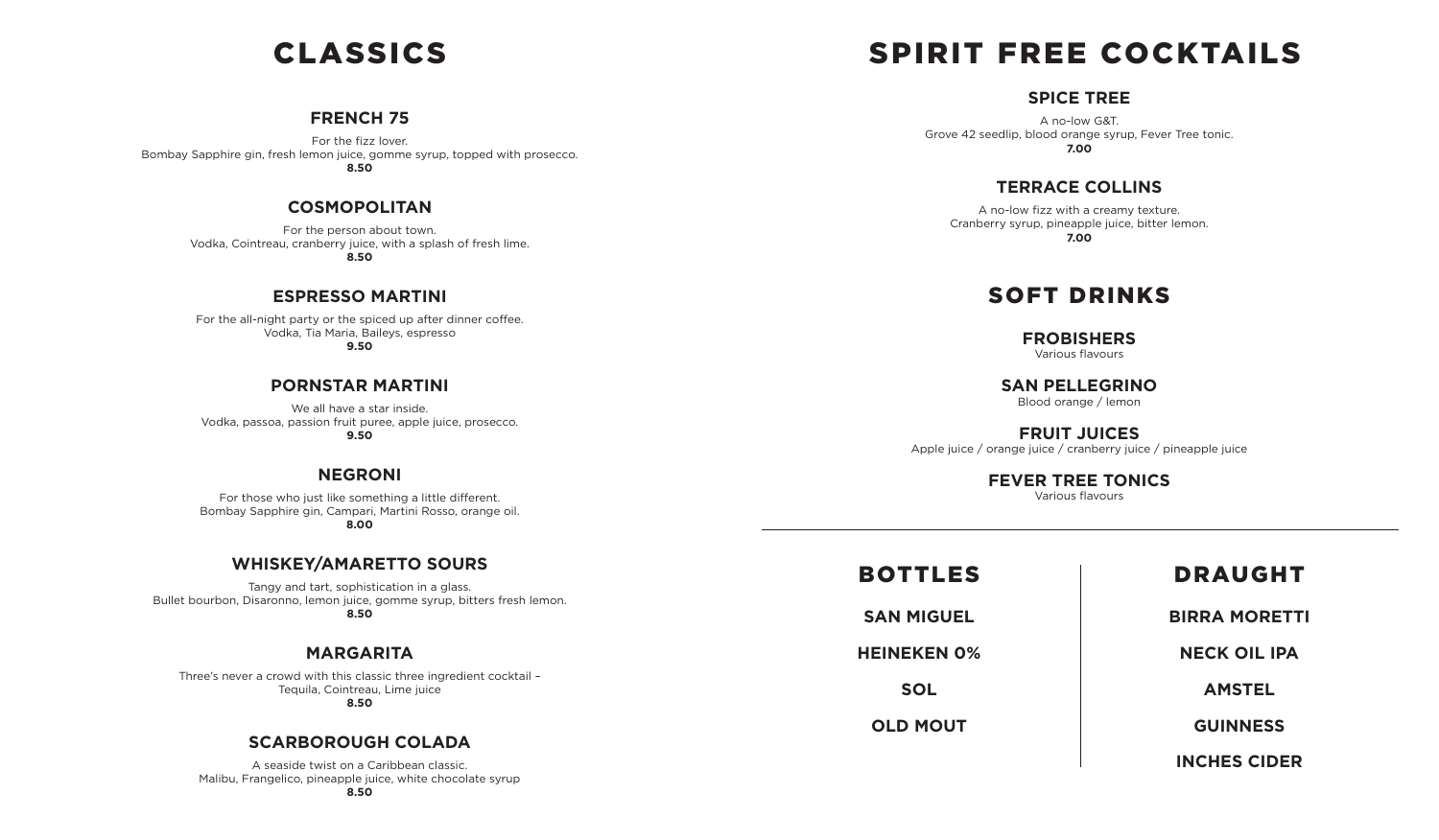# CLASSICS

### FRENCH 75

For the fizz lover.
Bombay Sapphire gin, fresh lemon juice, gomme syrup, topped with prosecco.
**8.50**

### COSMOPOLITAN

For the person about town.
Vodka, Cointreau, cranberry juice, with a splash of fresh lime.
**8.50**

### ESPRESSO MARTINI

For the all-night party or the spiced up after dinner coffee.
Vodka, Tia Maria, Baileys, espresso
**9.50**

### PORNSTAR MARTINI

We all have a star inside.
Vodka, passoa, passion fruit puree, apple juice, prosecco.
**9.50**

### NEGRONI

For those who just like something a little different.
Bombay Sapphire gin, Campari, Martini Rosso, orange oil.
**8.00**

### WHISKEY/AMARETTO SOURS

Tangy and tart, sophistication in a glass.
Bullet bourbon, Disaronno, lemon juice, gomme syrup, bitters fresh lemon.
**8.50**

### MARGARITA

Three's never a crowd with this classic three ingredient cocktail –
Tequila, Cointreau, Lime juice
**8.50**

### SCARBOROUGH COLADA

A seaside twist on a Caribbean classic.
Malibu, Frangelico, pineapple juice, white chocolate syrup
**8.50**

# SPIRIT FREE COCKTAILS

### SPICE TREE

A no-low G&T.
Grove 42 seedlip, blood orange syrup, Fever Tree tonic.
**7.00**

### TERRACE COLLINS

A no-low fizz with a creamy texture.
Cranberry syrup, pineapple juice, bitter lemon.
**7.00**

# SOFT DRINKS

**FROBISHERS**
Various flavours

**SAN PELLEGRINO**
Blood orange / lemon

**FRUIT JUICES**
Apple juice / orange juice / cranberry juice / pineapple juice

**FEVER TREE TONICS**
Various flavours

---

# BOTTLES

**SAN MIGUEL**

**HEINEKEN 0%**

**SOL**

**OLD MOUT**

# DRAUGHT

**BIRRA MORETTI**

**NECK OIL IPA**

**AMSTEL**

**GUINNESS**

**INCHES CIDER**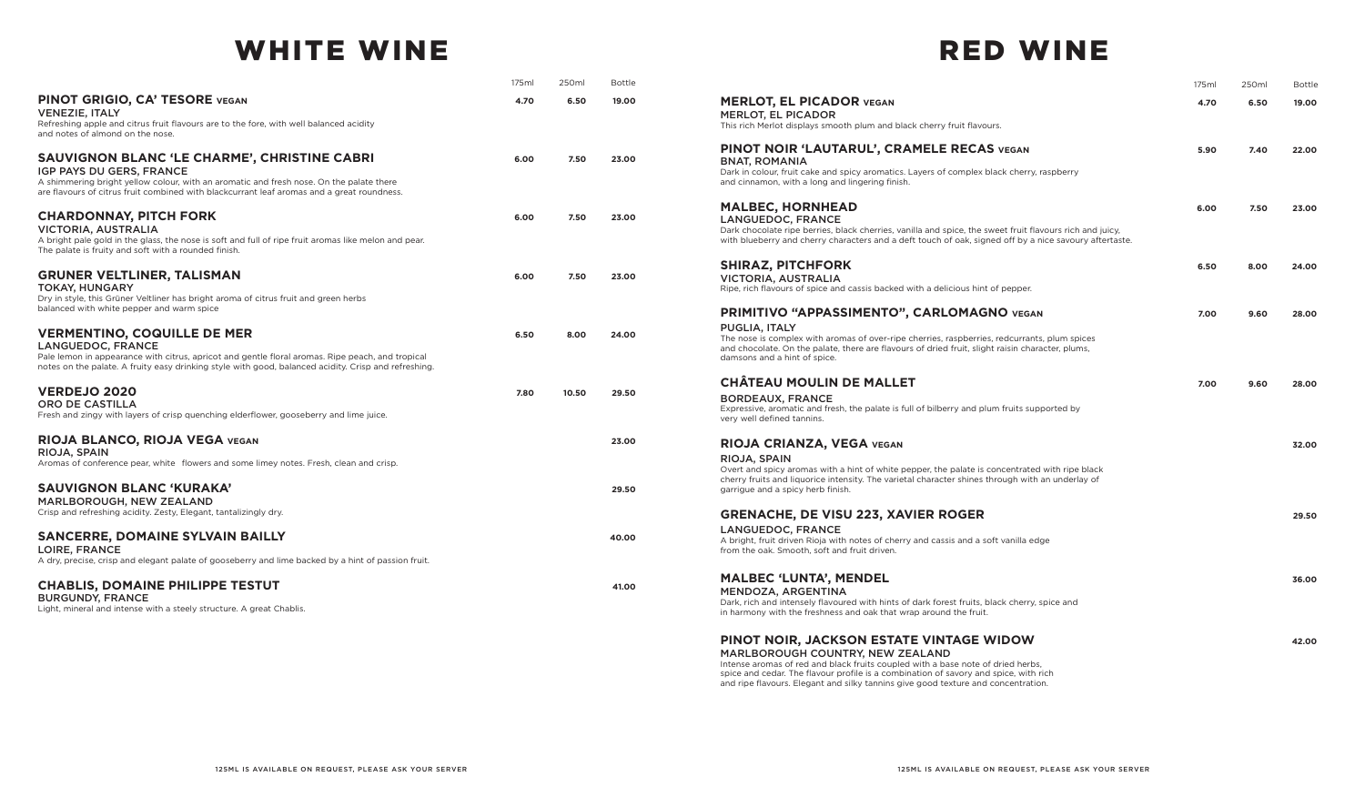# WHITE WINE

| | 175ml | 250ml | Bottle |
|---|---|---|---|
| **PINOT GRIGIO, CA' TESORE VEGAN**<br>VENEZIE, ITALY<br>Refreshing apple and citrus fruit flavours are to the fore, with well balanced acidity and notes of almond on the nose. | 4.70 | 6.50 | 19.00 |
| **SAUVIGNON BLANC 'LE CHARME', CHRISTINE CABRI**<br>IGP PAYS DU GERS, FRANCE<br>A shimmering bright yellow colour, with an aromatic and fresh nose. On the palate there are flavours of citrus fruit combined with blackcurrant leaf aromas and a great roundness. | 6.00 | 7.50 | 23.00 |
| **CHARDONNAY, PITCH FORK**<br>VICTORIA, AUSTRALIA<br>A bright pale gold in the glass, the nose is soft and full of ripe fruit aromas like melon and pear. The palate is fruity and soft with a rounded finish. | 6.00 | 7.50 | 23.00 |
| **GRUNER VELTLINER, TALISMAN**<br>TOKAY, HUNGARY<br>Dry in style, this Grüner Veltliner has bright aroma of citrus fruit and green herbs balanced with white pepper and warm spice | 6.00 | 7.50 | 23.00 |
| **VERMENTINO, COQUILLE DE MER**<br>LANGUEDOC, FRANCE<br>Pale lemon in appearance with citrus, apricot and gentle floral aromas. Ripe peach, and tropical notes on the palate. A fruity easy drinking style with good, balanced acidity. Crisp and refreshing. | 6.50 | 8.00 | 24.00 |
| **VERDEJO 2020**<br>ORO DE CASTILLA<br>Fresh and zingy with layers of crisp quenching elderflower, gooseberry and lime juice. | 7.80 | 10.50 | 29.50 |
| **RIOJA BLANCO, RIOJA VEGA VEGAN**<br>RIOJA, SPAIN<br>Aromas of conference pear, white flowers and some limey notes. Fresh, clean and crisp. | | | 23.00 |
| **SAUVIGNON BLANC 'KURAKA'**<br>MARLBOROUGH, NEW ZEALAND<br>Crisp and refreshing acidity. Zesty, Elegant, tantalizingly dry. | | | 29.50 |
| **SANCERRE, DOMAINE SYLVAIN BAILLY**<br>LOIRE, FRANCE<br>A dry, precise, crisp and elegant palate of gooseberry and lime backed by a hint of passion fruit. | | | 40.00 |
| **CHABLIS, DOMAINE PHILIPPE TESTUT**<br>BURGUNDY, FRANCE<br>Light, mineral and intense with a steely structure. A great Chablis. | | | 41.00 |

125ML IS AVAILABLE ON REQUEST, PLEASE ASK YOUR SERVER

# RED WINE

| | 175ml | 250ml | Bottle |
|---|---|---|---|
| **MERLOT, EL PICADOR VEGAN**<br>MERLOT, EL PICADOR<br>This rich Merlot displays smooth plum and black cherry fruit flavours. | 4.70 | 6.50 | 19.00 |
| **PINOT NOIR 'LAUTARUL', CRAMELE RECAS VEGAN**<br>BNAT, ROMANIA<br>Dark in colour, fruit cake and spicy aromatics. Layers of complex black cherry, raspberry and cinnamon, with a long and lingering finish. | 5.90 | 7.40 | 22.00 |
| **MALBEC, HORNHEAD**<br>LANGUEDOC, FRANCE<br>Dark chocolate ripe berries, black cherries, vanilla and spice, the sweet fruit flavours rich and juicy, with blueberry and cherry characters and a deft touch of oak, signed off by a nice savoury aftertaste. | 6.00 | 7.50 | 23.00 |
| **SHIRAZ, PITCHFORK**<br>VICTORIA, AUSTRALIA<br>Ripe, rich flavours of spice and cassis backed with a delicious hint of pepper. | 6.50 | 8.00 | 24.00 |
| **PRIMITIVO "APPASSIMENTO", CARLOMAGNO VEGAN**<br>PUGLIA, ITALY<br>The nose is complex with aromas of over-ripe cherries, raspberries, redcurrants, plum spices and chocolate. On the palate, there are flavours of dried fruit, slight raisin character, plums, damsons and a hint of spice. | 7.00 | 9.60 | 28.00 |
| **CHÂTEAU MOULIN DE MALLET**<br>BORDEAUX, FRANCE<br>Expressive, aromatic and fresh, the palate is full of bilberry and plum fruits supported by very well defined tannins. | 7.00 | 9.60 | 28.00 |
| **RIOJA CRIANZA, VEGA VEGAN**<br>RIOJA, SPAIN<br>Overt and spicy aromas with a hint of white pepper, the palate is concentrated with ripe black cherry fruits and liquorice intensity. The varietal character shines through with an underlay of garrigue and a spicy herb finish. | | | 32.00 |
| **GRENACHE, DE VISU 223, XAVIER ROGER**<br>LANGUEDOC, FRANCE<br>A bright, fruit driven Rioja with notes of cherry and cassis and a soft vanilla edge from the oak. Smooth, soft and fruit driven. | | | 29.50 |
| **MALBEC 'LUNTA', MENDEL**<br>MENDOZA, ARGENTINA<br>Dark, rich and intensely flavoured with hints of dark forest fruits, black cherry, spice and in harmony with the freshness and oak that wrap around the fruit. | | | 36.00 |
| **PINOT NOIR, JACKSON ESTATE VINTAGE WIDOW**<br>MARLBOROUGH COUNTRY, NEW ZEALAND<br>Intense aromas of red and black fruits coupled with a base note of dried herbs, spice and cedar. The flavour profile is a combination of savory and spice, with rich and ripe flavours. Elegant and silky tannins give good texture and concentration. | | | 42.00 |

125ML IS AVAILABLE ON REQUEST, PLEASE ASK YOUR SERVER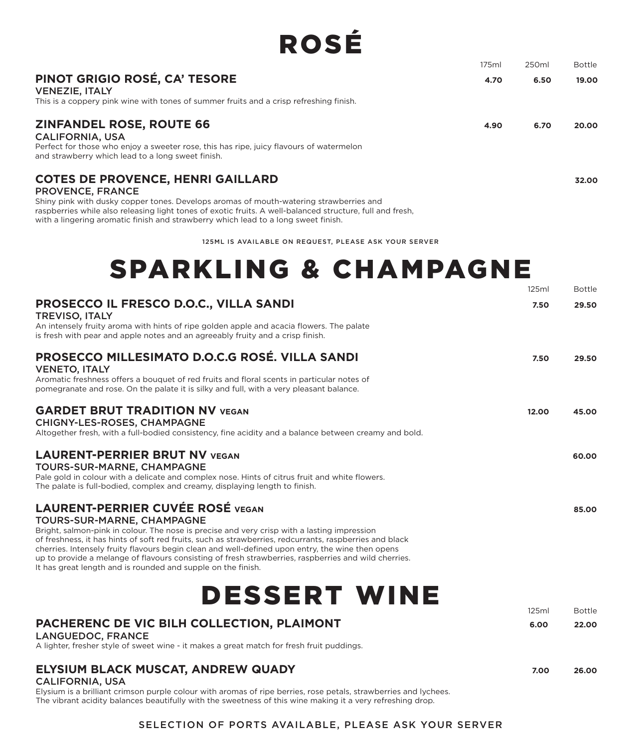# ROSÉ

| | 175ml | 250ml | Bottle |
|---|---|---|---|
| **PINOT GRIGIO ROSÉ, CA' TESORE**<br>VENEZIE, ITALY<br>This is a coppery pink wine with tones of summer fruits and a crisp refreshing finish. | **4.70** | **6.50** | **19.00** |
| **ZINFANDEL ROSE, ROUTE 66**<br>CALIFORNIA, USA<br>Perfect for those who enjoy a sweeter rose, this has ripe, juicy flavours of watermelon and strawberry which lead to a long sweet finish. | **4.90** | **6.70** | **20.00** |
| **COTES DE PROVENCE, HENRI GAILLARD**<br>PROVENCE, FRANCE<br>Shiny pink with dusky copper tones. Develops aromas of mouth-watering strawberries and raspberries while also releasing light tones of exotic fruits. A well-balanced structure, full and fresh, with a lingering aromatic finish and strawberry which lead to a long sweet finish. | | | **32.00** |

125ML IS AVAILABLE ON REQUEST, PLEASE ASK YOUR SERVER

# SPARKLING & CHAMPAGNE

| | 125ml | Bottle |
|---|---|---|
| **PROSECCO IL FRESCO D.O.C., VILLA SANDI**<br>TREVISO, ITALY<br>An intensely fruity aroma with hints of ripe golden apple and acacia flowers. The palate is fresh with pear and apple notes and an agreeably fruity and a crisp finish. | **7.50** | **29.50** |
| **PROSECCO MILLESIMATO D.O.C.G ROSÉ. VILLA SANDI**<br>VENETO, ITALY<br>Aromatic freshness offers a bouquet of red fruits and floral scents in particular notes of pomegranate and rose. On the palate it is silky and full, with a very pleasant balance. | **7.50** | **29.50** |
| **GARDET BRUT TRADITION NV** VEGAN<br>CHIGNY-LES-ROSES, CHAMPAGNE<br>Altogether fresh, with a full-bodied consistency, fine acidity and a balance between creamy and bold. | **12.00** | **45.00** |
| **LAURENT-PERRIER BRUT NV** VEGAN<br>TOURS-SUR-MARNE, CHAMPAGNE<br>Pale gold in colour with a delicate and complex nose. Hints of citrus fruit and white flowers. The palate is full-bodied, complex and creamy, displaying length to finish. | | **60.00** |
| **LAURENT-PERRIER CUVÉE ROSÉ** VEGAN<br>TOURS-SUR-MARNE, CHAMPAGNE<br>Bright, salmon-pink in colour. The nose is precise and very crisp with a lasting impression of freshness, it has hints of soft red fruits, such as strawberries, redcurrants, raspberries and black cherries. Intensely fruity flavours begin clean and well-defined upon entry, the wine then opens up to provide a melange of flavours consisting of fresh strawberries, raspberries and wild cherries. It has great length and is rounded and supple on the finish. | | **85.00** |

# DESSERT WINE

| | 125ml | Bottle |
|---|---|---|
| **PACHERENC DE VIC BILH COLLECTION, PLAIMONT**<br>LANGUEDOC, FRANCE<br>A lighter, fresher style of sweet wine - it makes a great match for fresh fruit puddings. | **6.00** | **22.00** |
| **ELYSIUM BLACK MUSCAT, ANDREW QUADY**<br>CALIFORNIA, USA<br>Elysium is a brilliant crimson purple colour with aromas of ripe berries, rose petals, strawberries and lychees. The vibrant acidity balances beautifully with the sweetness of this wine making it a very refreshing drop. | **7.00** | **26.00** |

SELECTION OF PORTS AVAILABLE, PLEASE ASK YOUR SERVER